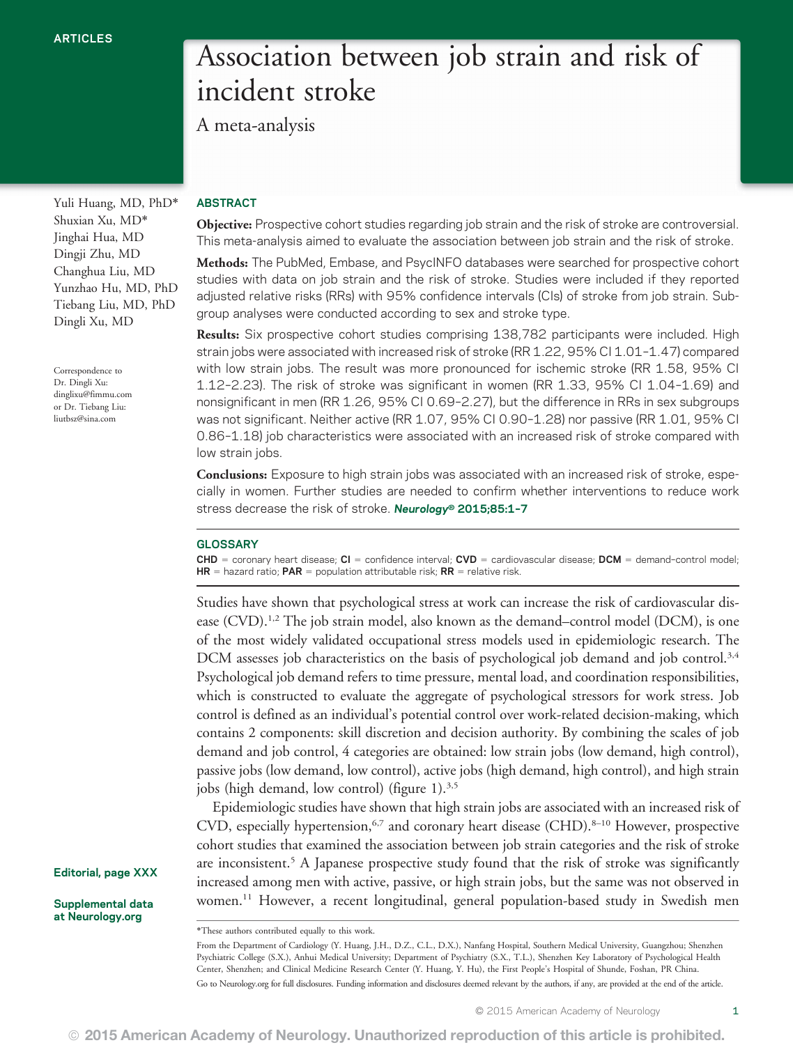ARTICLES

# Association between job strain and risk of incident stroke

## A meta-analysis

Yuli Huang, MD, PhD*
Shuxian Xu, MD*
Jinghai Hua, MD
Dingji Zhu, MD
Changhua Liu, MD
Yunzhao Hu, MD, PhD
Tiebang Liu, MD, PhD
Dingli Xu, MD

Correspondence to Dr. Dingli Xu: dinglixu@fimmu.com or Dr. Tiebang Liu: liutbsz@sina.com

### ABSTRACT

**Objective:** Prospective cohort studies regarding job strain and the risk of stroke are controversial. This meta-analysis aimed to evaluate the association between job strain and the risk of stroke.

**Methods:** The PubMed, Embase, and PsycINFO databases were searched for prospective cohort studies with data on job strain and the risk of stroke. Studies were included if they reported adjusted relative risks (RRs) with 95% confidence intervals (CIs) of stroke from job strain. Subgroup analyses were conducted according to sex and stroke type.

**Results:** Six prospective cohort studies comprising 138,782 participants were included. High strain jobs were associated with increased risk of stroke (RR 1.22, 95% CI 1.01–1.47) compared with low strain jobs. The result was more pronounced for ischemic stroke (RR 1.58, 95% CI 1.12–2.23). The risk of stroke was significant in women (RR 1.33, 95% CI 1.04–1.69) and nonsignificant in men (RR 1.26, 95% CI 0.69–2.27), but the difference in RRs in sex subgroups was not significant. Neither active (RR 1.07, 95% CI 0.90–1.28) nor passive (RR 1.01, 95% CI 0.86–1.18) job characteristics were associated with an increased risk of stroke compared with low strain jobs.

**Conclusions:** Exposure to high strain jobs was associated with an increased risk of stroke, especially in women. Further studies are needed to confirm whether interventions to reduce work stress decrease the risk of stroke. *Neurology®* **2015;85:1–7**

### GLOSSARY

**CHD** = coronary heart disease; **CI** = confidence interval; **CVD** = cardiovascular disease; **DCM** = demand–control model; **HR** = hazard ratio; **PAR** = population attributable risk; **RR** = relative risk.

Studies have shown that psychological stress at work can increase the risk of cardiovascular disease (CVD).[1,2] The job strain model, also known as the demand–control model (DCM), is one of the most widely validated occupational stress models used in epidemiologic research. The DCM assesses job characteristics on the basis of psychological job demand and job control.[3,4] Psychological job demand refers to time pressure, mental load, and coordination responsibilities, which is constructed to evaluate the aggregate of psychological stressors for work stress. Job control is defined as an individual's potential control over work-related decision-making, which contains 2 components: skill discretion and decision authority. By combining the scales of job demand and job control, 4 categories are obtained: low strain jobs (low demand, high control), passive jobs (low demand, low control), active jobs (high demand, high control), and high strain jobs (high demand, low control) (figure 1).[3,5]

Epidemiologic studies have shown that high strain jobs are associated with an increased risk of CVD, especially hypertension,[6,7] and coronary heart disease (CHD).[8–10] However, prospective cohort studies that examined the association between job strain categories and the risk of stroke are inconsistent.[5] A Japanese prospective study found that the risk of stroke was significantly increased among men with active, passive, or high strain jobs, but the same was not observed in women.[11] However, a recent longitudinal, general population-based study in Swedish men

Editorial, page XXX

Supplemental data at Neurology.org

*These authors contributed equally to this work.

From the Department of Cardiology (Y. Huang, J.H., D.Z., C.L., D.X.), Nanfang Hospital, Southern Medical University, Guangzhou; Shenzhen Psychiatric College (S.X.), Anhui Medical University; Department of Psychiatry (S.X., T.L.), Shenzhen Key Laboratory of Psychological Health Center, Shenzhen; and Clinical Medicine Research Center (Y. Huang, Y. Hu), the First People's Hospital of Shunde, Foshan, PR China.

Go to Neurology.org for full disclosures. Funding information and disclosures deemed relevant by the authors, if any, are provided at the end of the article.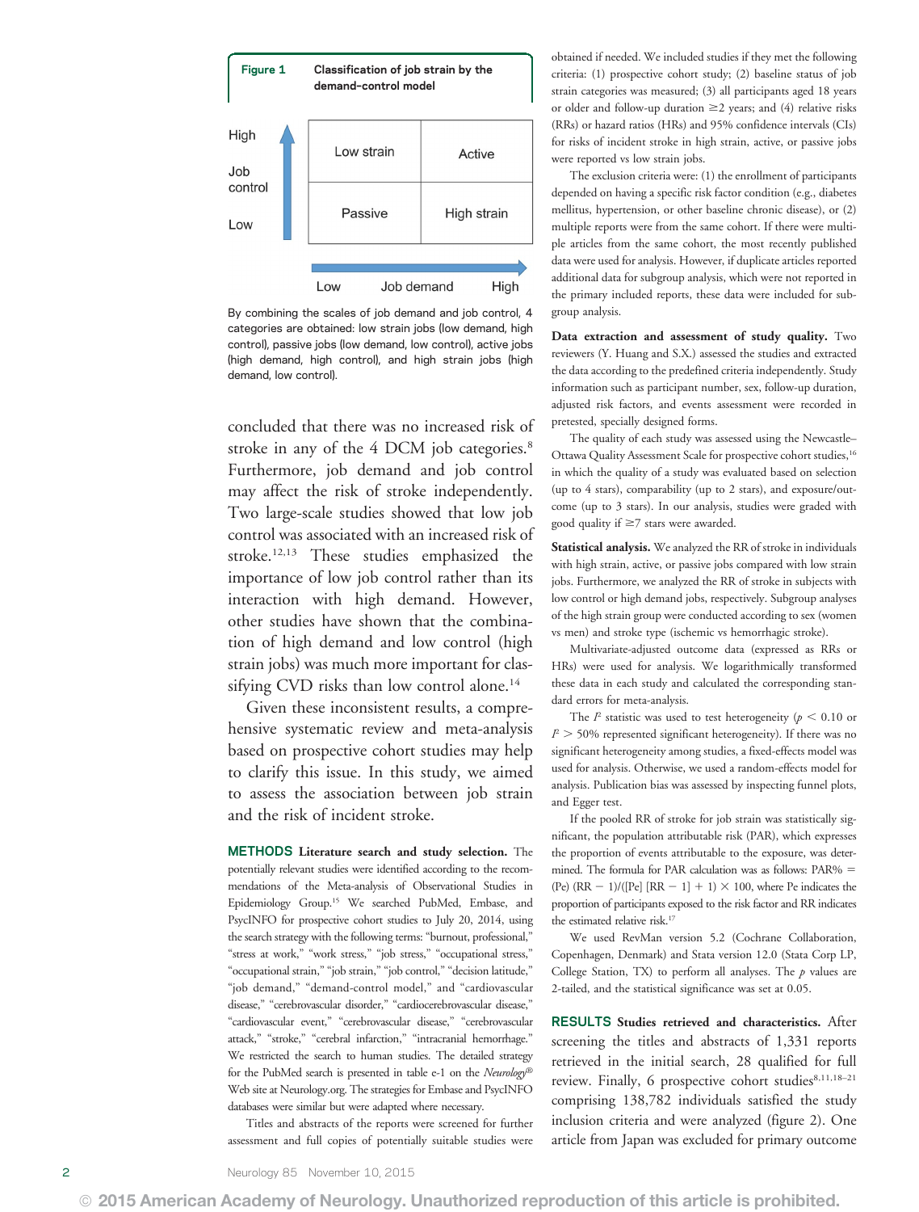**Figure 1** Classification of job strain by the demand-control model

| Job control | Low job demand | High job demand |
|---|---|---|
| High | Low strain | Active |
| Low | Passive | High strain |

By combining the scales of job demand and job control, 4 categories are obtained: low strain jobs (low demand, high control), passive jobs (low demand, low control), active jobs (high demand, high control), and high strain jobs (high demand, low control).

concluded that there was no increased risk of stroke in any of the 4 DCM job categories.[8] Furthermore, job demand and job control may affect the risk of stroke independently. Two large-scale studies showed that low job control was associated with an increased risk of stroke.[12,13] These studies emphasized the importance of low job control rather than its interaction with high demand. However, other studies have shown that the combination of high demand and low control (high strain jobs) was much more important for classifying CVD risks than low control alone.[14]

Given these inconsistent results, a comprehensive systematic review and meta-analysis based on prospective cohort studies may help to clarify this issue. In this study, we aimed to assess the association between job strain and the risk of incident stroke.

## METHODS

**Literature search and study selection.** The potentially relevant studies were identified according to the recommendations of the Meta-analysis of Observational Studies in Epidemiology Group.[15] We searched PubMed, Embase, and PsycINFO for prospective cohort studies to July 20, 2014, using the search strategy with the following terms: "burnout, professional," "stress at work," "work stress," "job stress," "occupational stress," "occupational strain," "job strain," "job control," "decision latitude," "job demand," "demand-control model," and "cardiovascular disease," "cerebrovascular disorder," "cardiocerebrovascular disease," "cardiovascular event," "cerebrovascular disease," "cerebrovascular attack," "stroke," "cerebral infarction," "intracranial hemorrhage." We restricted the search to human studies. The detailed strategy for the PubMed search is presented in table e-1 on the *Neurology*® Web site at Neurology.org. The strategies for Embase and PsycINFO databases were similar but were adapted where necessary.

Titles and abstracts of the reports were screened for further assessment and full copies of potentially suitable studies were obtained if needed. We included studies if they met the following criteria: (1) prospective cohort study; (2) baseline status of job strain categories was measured; (3) all participants aged 18 years or older and follow-up duration ≥2 years; and (4) relative risks (RRs) or hazard ratios (HRs) and 95% confidence intervals (CIs) for risks of incident stroke in high strain, active, or passive jobs were reported vs low strain jobs.

The exclusion criteria were: (1) the enrollment of participants depended on having a specific risk factor condition (e.g., diabetes mellitus, hypertension, or other baseline chronic disease), or (2) multiple reports were from the same cohort. If there were multiple articles from the same cohort, the most recently published data were used for analysis. However, if duplicate articles reported additional data for subgroup analysis, which were not reported in the primary included reports, these data were included for subgroup analysis.

**Data extraction and assessment of study quality.** Two reviewers (Y. Huang and S.X.) assessed the studies and extracted the data according to the predefined criteria independently. Study information such as participant number, sex, follow-up duration, adjusted risk factors, and events assessment were recorded in pretested, specially designed forms.

The quality of each study was assessed using the Newcastle–Ottawa Quality Assessment Scale for prospective cohort studies,[16] in which the quality of a study was evaluated based on selection (up to 4 stars), comparability (up to 2 stars), and exposure/outcome (up to 3 stars). In our analysis, studies were graded with good quality if ≥7 stars were awarded.

**Statistical analysis.** We analyzed the RR of stroke in individuals with high strain, active, or passive jobs compared with low strain jobs. Furthermore, we analyzed the RR of stroke in subjects with low control or high demand jobs, respectively. Subgroup analyses of the high strain group were conducted according to sex (women vs men) and stroke type (ischemic vs hemorrhagic stroke).

Multivariate-adjusted outcome data (expressed as RRs or HRs) were used for analysis. We logarithmically transformed these data in each study and calculated the corresponding standard errors for meta-analysis.

The $I^2$ statistic was used to test heterogeneity ($p < 0.10$ or $I^2 > 50\%$ represented significant heterogeneity). If there was no significant heterogeneity among studies, a fixed-effects model was used for analysis. Otherwise, we used a random-effects model for analysis. Publication bias was assessed by inspecting funnel plots, and Egger test.

If the pooled RR of stroke for job strain was statistically significant, the population attributable risk (PAR), which expresses the proportion of events attributable to the exposure, was determined. The formula for PAR calculation was as follows: $\text{PAR\%} = (\text{Pe})(\text{RR} - 1)/([\text{Pe}][\text{RR} - 1] + 1) \times 100$, where Pe indicates the proportion of participants exposed to the risk factor and RR indicates the estimated relative risk.[17]

We used RevMan version 5.2 (Cochrane Collaboration, Copenhagen, Denmark) and Stata version 12.0 (Stata Corp LP, College Station, TX) to perform all analyses. The $p$ values are 2-tailed, and the statistical significance was set at 0.05.

## RESULTS

**Studies retrieved and characteristics.** After screening the titles and abstracts of 1,331 reports retrieved in the initial search, 28 qualified for full review. Finally, 6 prospective cohort studies[8,11,18–21] comprising 138,782 individuals satisfied the study inclusion criteria and were analyzed (figure 2). One article from Japan was excluded for primary outcome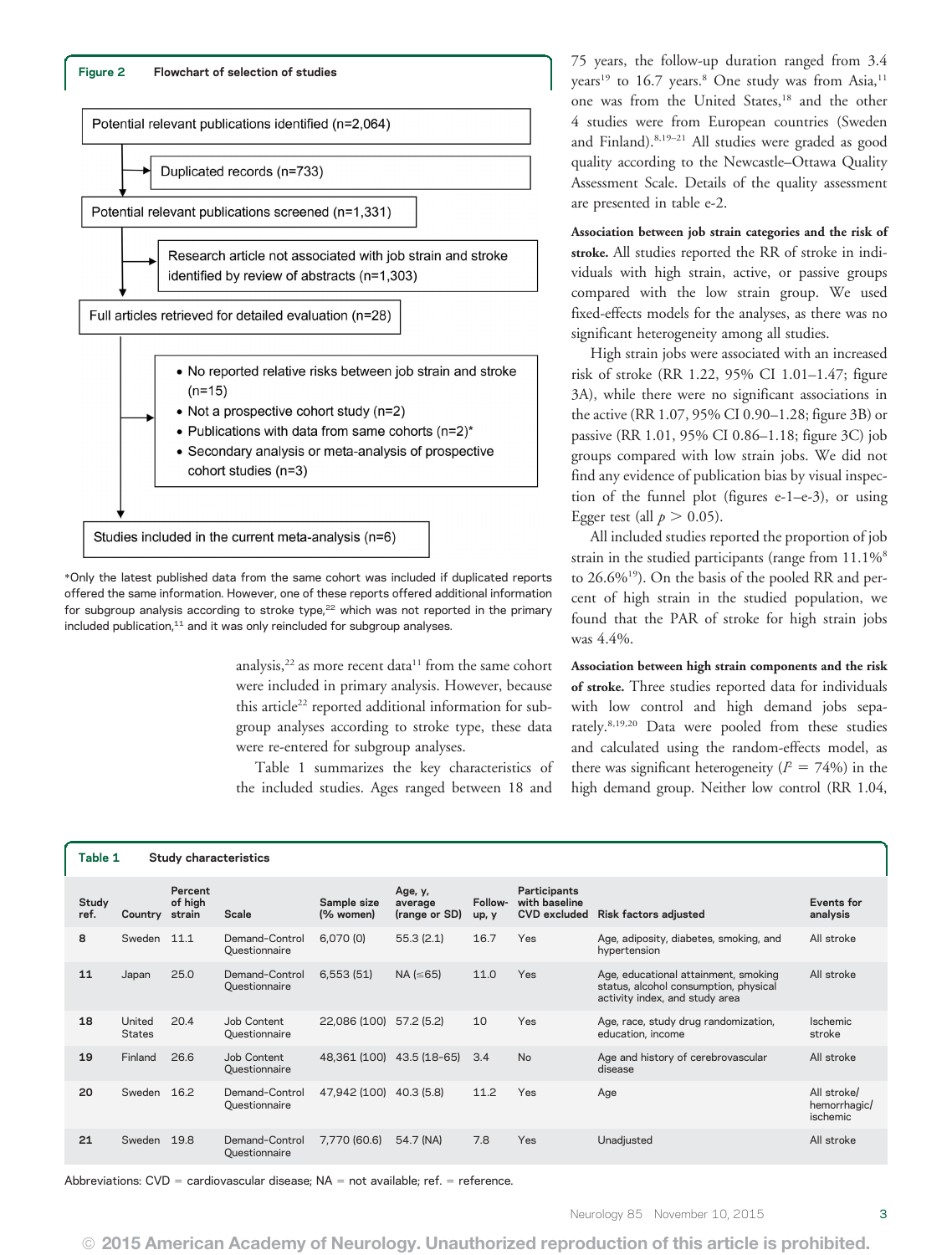**Figure 2 Flowchart of selection of studies**

Potential relevant publications identified (n=2,064)

→ Duplicated records (n=733)

Potential relevant publications screened (n=1,331)

→ Research article not associated with job strain and stroke identified by review of abstracts (n=1,303)

Full articles retrieved for detailed evaluation (n=28)

→
- No reported relative risks between job strain and stroke (n=15)
- Not a prospective cohort study (n=2)
- Publications with data from same cohorts (n=2)*
- Secondary analysis or meta-analysis of prospective cohort studies (n=3)

Studies included in the current meta-analysis (n=6)

*Only the latest published data from the same cohort was included if duplicated reports offered the same information. However, one of these reports offered additional information for subgroup analysis according to stroke type,[22] which was not reported in the primary included publication,[11] and it was only reincluded for subgroup analyses.

analysis,[22] as more recent data[11] from the same cohort were included in primary analysis. However, because this article[22] reported additional information for subgroup analyses according to stroke type, these data were re-entered for subgroup analyses.

Table 1 summarizes the key characteristics of the included studies. Ages ranged between 18 and 75 years, the follow-up duration ranged from 3.4 years[19] to 16.7 years.[8] One study was from Asia,[11] one was from the United States,[18] and the other 4 studies were from European countries (Sweden and Finland).[8,19–21] All studies were graded as good quality according to the Newcastle–Ottawa Quality Assessment Scale. Details of the quality assessment are presented in table e-2.

**Association between job strain categories and the risk of stroke.** All studies reported the RR of stroke in individuals with high strain, active, or passive groups compared with the low strain group. We used fixed-effects models for the analyses, as there was no significant heterogeneity among all studies.

High strain jobs were associated with an increased risk of stroke (RR 1.22, 95% CI 1.01–1.47; figure 3A), while there were no significant associations in the active (RR 1.07, 95% CI 0.90–1.28; figure 3B) or passive (RR 1.01, 95% CI 0.86–1.18; figure 3C) job groups compared with low strain jobs. We did not find any evidence of publication bias by visual inspection of the funnel plot (figures e-1–e-3), or using Egger test (all $p > 0.05$).

All included studies reported the proportion of job strain in the studied participants (range from 11.1%[8] to 26.6%[19]). On the basis of the pooled RR and percent of high strain in the studied population, we found that the PAR of stroke for high strain jobs was 4.4%.

**Association between high strain components and the risk of stroke.** Three studies reported data for individuals with low control and high demand jobs separately.[8,19,20] Data were pooled from these studies and calculated using the random-effects model, as there was significant heterogeneity ($I^2 = 74\%$) in the high demand group. Neither low control (RR 1.04,

**Table 1 Study characteristics**

| Study ref. | Country | Percent of high strain | Scale | Sample size (% women) | Age, y, average (range or SD) | Follow-up, y | Participants with baseline CVD excluded | Risk factors adjusted | Events for analysis |
|---|---|---|---|---|---|---|---|---|---|
| 8 | Sweden | 11.1 | Demand-Control Questionnaire | 6,070 (0) | 55.3 (2.1) | 16.7 | Yes | Age, adiposity, diabetes, smoking, and hypertension | All stroke |
| 11 | Japan | 25.0 | Demand-Control Questionnaire | 6,553 (51) | NA (≤65) | 11.0 | Yes | Age, educational attainment, smoking status, alcohol consumption, physical activity index, and study area | All stroke |
| 18 | United States | 20.4 | Job Content Questionnaire | 22,086 (100) | 57.2 (5.2) | 10 | Yes | Age, race, study drug randomization, education, income | Ischemic stroke |
| 19 | Finland | 26.6 | Job Content Questionnaire | 48,361 (100) | 43.5 (18–65) | 3.4 | No | Age and history of cerebrovascular disease | All stroke |
| 20 | Sweden | 16.2 | Demand-Control Questionnaire | 47,942 (100) | 40.3 (5.8) | 11.2 | Yes | Age | All stroke/ hemorrhagic/ ischemic |
| 21 | Sweden | 19.8 | Demand-Control Questionnaire | 7,770 (60.6) | 54.7 (NA) | 7.8 | Yes | Unadjusted | All stroke |

Abbreviations: CVD = cardiovascular disease; NA = not available; ref. = reference.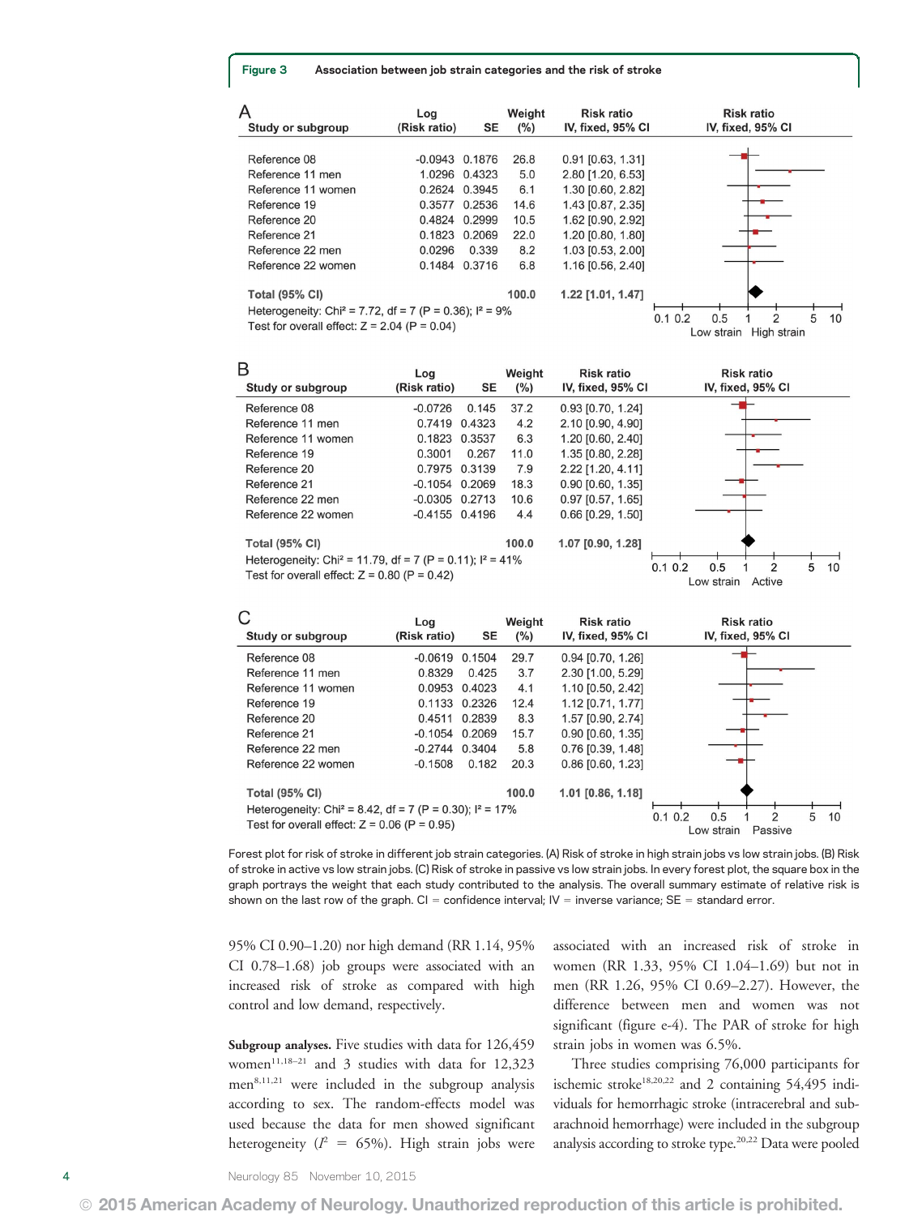**Figure 3 Association between job strain categories and the risk of stroke**

A

| Study or subgroup | Log (Risk ratio) | SE | Weight (%) | Risk ratio IV, fixed, 95% CI |
|---|---|---|---|---|
| Reference 08 | -0.0943 | 0.1876 | 26.8 | 0.91 [0.63, 1.31] |
| Reference 11 men | 1.0296 | 0.4323 | 5.0 | 2.80 [1.20, 6.53] |
| Reference 11 women | 0.2624 | 0.3945 | 6.1 | 1.30 [0.60, 2.82] |
| Reference 19 | 0.3577 | 0.2536 | 14.6 | 1.43 [0.87, 2.35] |
| Reference 20 | 0.4824 | 0.2999 | 10.5 | 1.62 [0.90, 2.92] |
| Reference 21 | 0.1823 | 0.2069 | 22.0 | 1.20 [0.80, 1.80] |
| Reference 22 men | 0.0296 | 0.339 | 8.2 | 1.03 [0.53, 2.00] |
| Reference 22 women | 0.1484 | 0.3716 | 6.8 | 1.16 [0.56, 2.40] |
| **Total (95% CI)** | | | **100.0** | **1.22 [1.01, 1.47]** |

Heterogeneity: Chi² = 7.72, df = 7 (P = 0.36); I² = 9%
Test for overall effect: Z = 2.04 (P = 0.04)

Low strain — High strain

B

| Study or subgroup | Log (Risk ratio) | SE | Weight (%) | Risk ratio IV, fixed, 95% CI |
|---|---|---|---|---|
| Reference 08 | -0.0726 | 0.145 | 37.2 | 0.93 [0.70, 1.24] |
| Reference 11 men | 0.7419 | 0.4323 | 4.2 | 2.10 [0.90, 4.90] |
| Reference 11 women | 0.1823 | 0.3537 | 6.3 | 1.20 [0.60, 2.40] |
| Reference 19 | 0.3001 | 0.267 | 11.0 | 1.35 [0.80, 2.28] |
| Reference 20 | 0.7975 | 0.3139 | 7.9 | 2.22 [1.20, 4.11] |
| Reference 21 | -0.1054 | 0.2069 | 18.3 | 0.90 [0.60, 1.35] |
| Reference 22 men | -0.0305 | 0.2713 | 10.6 | 0.97 [0.57, 1.65] |
| Reference 22 women | -0.4155 | 0.4196 | 4.4 | 0.66 [0.29, 1.50] |
| **Total (95% CI)** | | | **100.0** | **1.07 [0.90, 1.28]** |

Heterogeneity: Chi² = 11.79, df = 7 (P = 0.11); I² = 41%
Test for overall effect: Z = 0.80 (P = 0.42)

Low strain — Active

C

| Study or subgroup | Log (Risk ratio) | SE | Weight (%) | Risk ratio IV, fixed, 95% CI |
|---|---|---|---|---|
| Reference 08 | -0.0619 | 0.1504 | 29.7 | 0.94 [0.70, 1.26] |
| Reference 11 men | 0.8329 | 0.425 | 3.7 | 2.30 [1.00, 5.29] |
| Reference 11 women | 0.0953 | 0.4023 | 4.1 | 1.10 [0.50, 2.42] |
| Reference 19 | 0.1133 | 0.2326 | 12.4 | 1.12 [0.71, 1.77] |
| Reference 20 | 0.4511 | 0.2839 | 8.3 | 1.57 [0.90, 2.74] |
| Reference 21 | -0.1054 | 0.2069 | 15.7 | 0.90 [0.60, 1.35] |
| Reference 22 men | -0.2744 | 0.3404 | 5.8 | 0.76 [0.39, 1.48] |
| Reference 22 women | -0.1508 | 0.182 | 20.3 | 0.86 [0.60, 1.23] |
| **Total (95% CI)** | | | **100.0** | **1.01 [0.86, 1.18]** |

Heterogeneity: Chi² = 8.42, df = 7 (P = 0.30); I² = 17%
Test for overall effect: Z = 0.06 (P = 0.95)

Low strain — Passive

Forest plot for risk of stroke in different job strain categories. (A) Risk of stroke in high strain jobs vs low strain jobs. (B) Risk of stroke in active vs low strain jobs. (C) Risk of stroke in passive vs low strain jobs. In every forest plot, the square box in the graph portrays the weight that each study contributed to the analysis. The overall summary estimate of relative risk is shown on the last row of the graph. CI = confidence interval; IV = inverse variance; SE = standard error.

95% CI 0.90–1.20) nor high demand (RR 1.14, 95% CI 0.78–1.68) job groups were associated with an increased risk of stroke as compared with high control and low demand, respectively.

**Subgroup analyses.** Five studies with data for 126,459 women[11,18–21] and 3 studies with data for 12,323 men[8,11,21] were included in the subgroup analysis according to sex. The random-effects model was used because the data for men showed significant heterogeneity ($I^2$ = 65%). High strain jobs were associated with an increased risk of stroke in women (RR 1.33, 95% CI 1.04–1.69) but not in men (RR 1.26, 95% CI 0.69–2.27). However, the difference between men and women was not significant (figure e-4). The PAR of stroke for high strain jobs in women was 6.5%.

Three studies comprising 76,000 participants for ischemic stroke[18,20,22] and 2 containing 54,495 individuals for hemorrhagic stroke (intracerebral and subarachnoid hemorrhage) were included in the subgroup analysis according to stroke type.[20,22] Data were pooled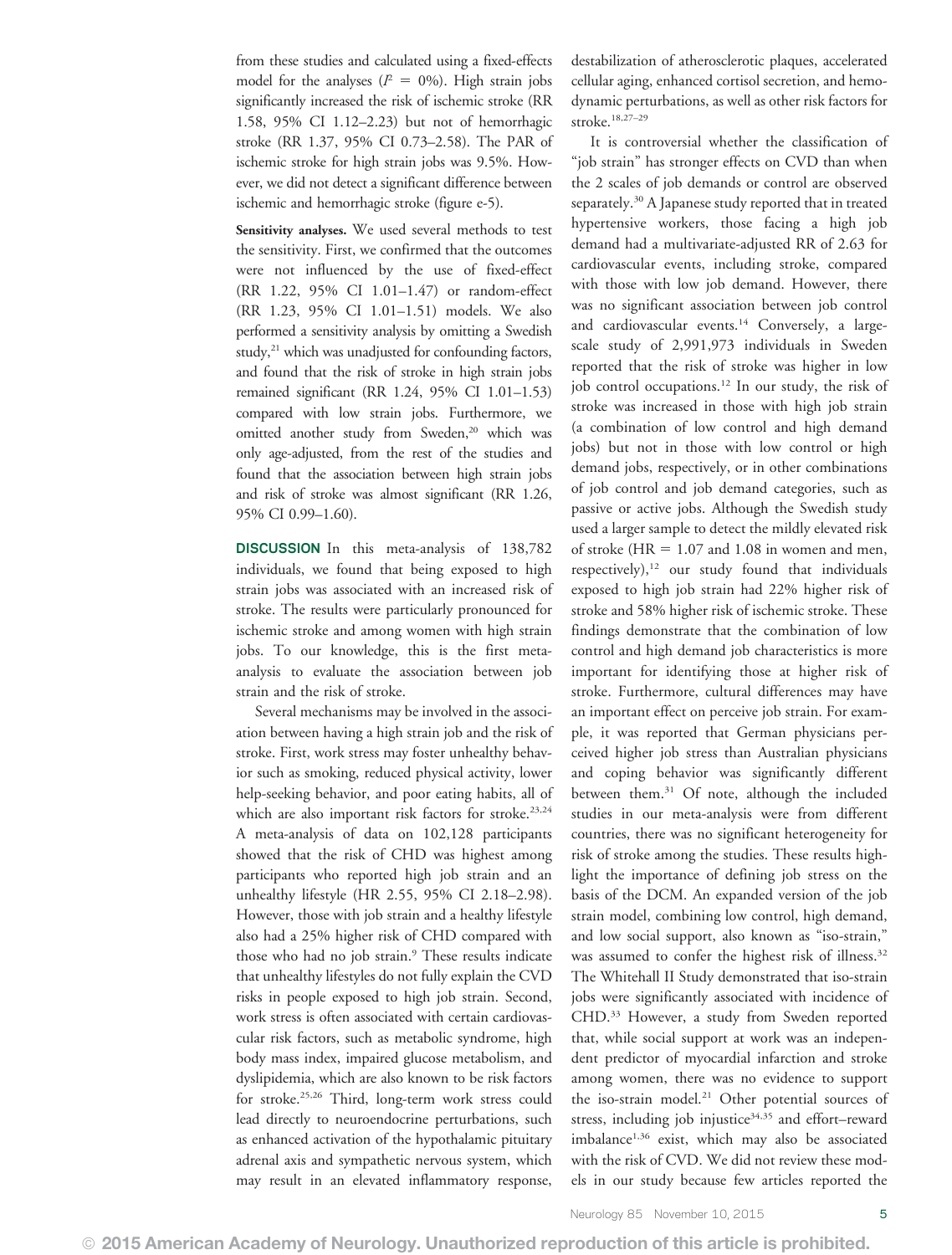from these studies and calculated using a fixed-effects model for the analyses ($I^2 = 0\%$). High strain jobs significantly increased the risk of ischemic stroke (RR 1.58, 95% CI 1.12–2.23) but not of hemorrhagic stroke (RR 1.37, 95% CI 0.73–2.58). The PAR of ischemic stroke for high strain jobs was 9.5%. However, we did not detect a significant difference between ischemic and hemorrhagic stroke (figure e-5).

**Sensitivity analyses.** We used several methods to test the sensitivity. First, we confirmed that the outcomes were not influenced by the use of fixed-effect (RR 1.22, 95% CI 1.01–1.47) or random-effect (RR 1.23, 95% CI 1.01–1.51) models. We also performed a sensitivity analysis by omitting a Swedish study,[21] which was unadjusted for confounding factors, and found that the risk of stroke in high strain jobs remained significant (RR 1.24, 95% CI 1.01–1.53) compared with low strain jobs. Furthermore, we omitted another study from Sweden,[20] which was only age-adjusted, from the rest of the studies and found that the association between high strain jobs and risk of stroke was almost significant (RR 1.26, 95% CI 0.99–1.60).

**DISCUSSION** In this meta-analysis of 138,782 individuals, we found that being exposed to high strain jobs was associated with an increased risk of stroke. The results were particularly pronounced for ischemic stroke and among women with high strain jobs. To our knowledge, this is the first meta-analysis to evaluate the association between job strain and the risk of stroke.

Several mechanisms may be involved in the association between having a high strain job and the risk of stroke. First, work stress may foster unhealthy behavior such as smoking, reduced physical activity, lower help-seeking behavior, and poor eating habits, all of which are also important risk factors for stroke.[23,24] A meta-analysis of data on 102,128 participants showed that the risk of CHD was highest among participants who reported high job strain and an unhealthy lifestyle (HR 2.55, 95% CI 2.18–2.98). However, those with job strain and a healthy lifestyle also had a 25% higher risk of CHD compared with those who had no job strain.[9] These results indicate that unhealthy lifestyles do not fully explain the CVD risks in people exposed to high job strain. Second, work stress is often associated with certain cardiovascular risk factors, such as metabolic syndrome, high body mass index, impaired glucose metabolism, and dyslipidemia, which are also known to be risk factors for stroke.[25,26] Third, long-term work stress could lead directly to neuroendocrine perturbations, such as enhanced activation of the hypothalamic pituitary adrenal axis and sympathetic nervous system, which may result in an elevated inflammatory response, destabilization of atherosclerotic plaques, accelerated cellular aging, enhanced cortisol secretion, and hemodynamic perturbations, as well as other risk factors for stroke.[18,27–29]

It is controversial whether the classification of "job strain" has stronger effects on CVD than when the 2 scales of job demands or control are observed separately.[30] A Japanese study reported that in treated hypertensive workers, those facing a high job demand had a multivariate-adjusted RR of 2.63 for cardiovascular events, including stroke, compared with those with low job demand. However, there was no significant association between job control and cardiovascular events.[14] Conversely, a large-scale study of 2,991,973 individuals in Sweden reported that the risk of stroke was higher in low job control occupations.[12] In our study, the risk of stroke was increased in those with high job strain (a combination of low control and high demand jobs) but not in those with low control or high demand jobs, respectively, or in other combinations of job control and job demand categories, such as passive or active jobs. Although the Swedish study used a larger sample to detect the mildly elevated risk of stroke (HR = 1.07 and 1.08 in women and men, respectively),[12] our study found that individuals exposed to high job strain had 22% higher risk of stroke and 58% higher risk of ischemic stroke. These findings demonstrate that the combination of low control and high demand job characteristics is more important for identifying those at higher risk of stroke. Furthermore, cultural differences may have an important effect on perceive job strain. For example, it was reported that German physicians perceived higher job stress than Australian physicians and coping behavior was significantly different between them.[31] Of note, although the included studies in our meta-analysis were from different countries, there was no significant heterogeneity for risk of stroke among the studies. These results highlight the importance of defining job stress on the basis of the DCM. An expanded version of the job strain model, combining low control, high demand, and low social support, also known as "iso-strain," was assumed to confer the highest risk of illness.[32] The Whitehall II Study demonstrated that iso-strain jobs were significantly associated with incidence of CHD.[33] However, a study from Sweden reported that, while social support at work was an independent predictor of myocardial infarction and stroke among women, there was no evidence to support the iso-strain model.[21] Other potential sources of stress, including job injustice[34,35] and effort–reward imbalance[1,36] exist, which may also be associated with the risk of CVD. We did not review these models in our study because few articles reported the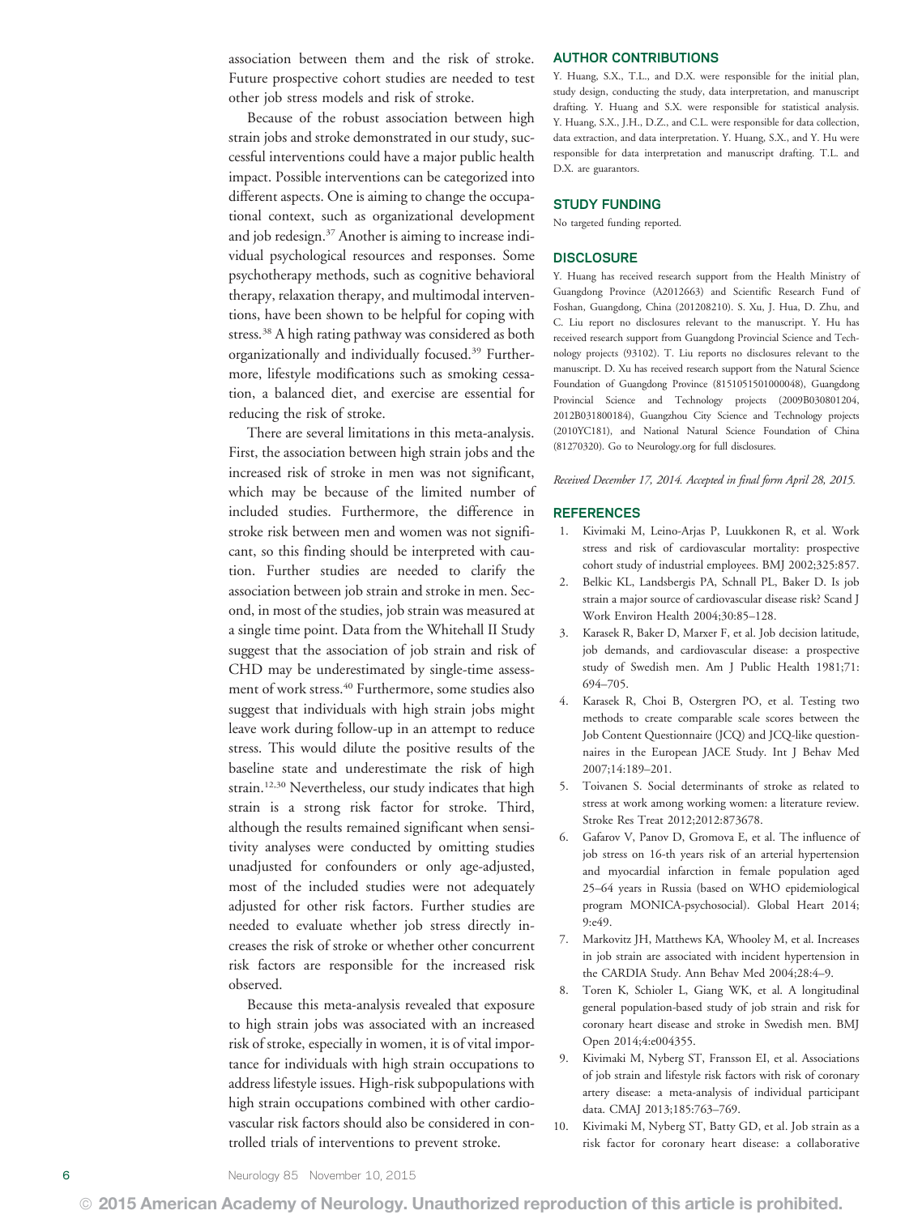association between them and the risk of stroke. Future prospective cohort studies are needed to test other job stress models and risk of stroke.

Because of the robust association between high strain jobs and stroke demonstrated in our study, successful interventions could have a major public health impact. Possible interventions can be categorized into different aspects. One is aiming to change the occupational context, such as organizational development and job redesign.[37] Another is aiming to increase individual psychological resources and responses. Some psychotherapy methods, such as cognitive behavioral therapy, relaxation therapy, and multimodal interventions, have been shown to be helpful for coping with stress.[38] A high rating pathway was considered as both organizationally and individually focused.[39] Furthermore, lifestyle modifications such as smoking cessation, a balanced diet, and exercise are essential for reducing the risk of stroke.

There are several limitations in this meta-analysis. First, the association between high strain jobs and the increased risk of stroke in men was not significant, which may be because of the limited number of included studies. Furthermore, the difference in stroke risk between men and women was not significant, so this finding should be interpreted with caution. Further studies are needed to clarify the association between job strain and stroke in men. Second, in most of the studies, job strain was measured at a single time point. Data from the Whitehall II Study suggest that the association of job strain and risk of CHD may be underestimated by single-time assessment of work stress.[40] Furthermore, some studies also suggest that individuals with high strain jobs might leave work during follow-up in an attempt to reduce stress. This would dilute the positive results of the baseline state and underestimate the risk of high strain.[12,30] Nevertheless, our study indicates that high strain is a strong risk factor for stroke. Third, although the results remained significant when sensitivity analyses were conducted by omitting studies unadjusted for confounders or only age-adjusted, most of the included studies were not adequately adjusted for other risk factors. Further studies are needed to evaluate whether job stress directly increases the risk of stroke or whether other concurrent risk factors are responsible for the increased risk observed.

Because this meta-analysis revealed that exposure to high strain jobs was associated with an increased risk of stroke, especially in women, it is of vital importance for individuals with high strain occupations to address lifestyle issues. High-risk subpopulations with high strain occupations combined with other cardiovascular risk factors should also be considered in controlled trials of interventions to prevent stroke.

## AUTHOR CONTRIBUTIONS

Y. Huang, S.X., T.L., and D.X. were responsible for the initial plan, study design, conducting the study, data interpretation, and manuscript drafting. Y. Huang and S.X. were responsible for statistical analysis. Y. Huang, S.X., J.H., D.Z., and C.L. were responsible for data collection, data extraction, and data interpretation. Y. Huang, S.X., and Y. Hu were responsible for data interpretation and manuscript drafting. T.L. and D.X. are guarantors.

## STUDY FUNDING

No targeted funding reported.

## DISCLOSURE

Y. Huang has received research support from the Health Ministry of Guangdong Province (A2012663) and Scientific Research Fund of Foshan, Guangdong, China (201208210). S. Xu, J. Hua, D. Zhu, and C. Liu report no disclosures relevant to the manuscript. Y. Hu has received research support from Guangdong Provincial Science and Technology projects (93102). T. Liu reports no disclosures relevant to the manuscript. D. Xu has received research support from the Natural Science Foundation of Guangdong Province (8151051501000048), Guangdong Provincial Science and Technology projects (2009B030801204, 2012B031800184), Guangzhou City Science and Technology projects (2010YC181), and National Natural Science Foundation of China (81270320). Go to Neurology.org for full disclosures.

*Received December 17, 2014. Accepted in final form April 28, 2015.*

## REFERENCES

1. Kivimaki M, Leino-Arjas P, Luukkonen R, et al. Work stress and risk of cardiovascular mortality: prospective cohort study of industrial employees. BMJ 2002;325:857.
2. Belkic KL, Landsbergis PA, Schnall PL, Baker D. Is job strain a major source of cardiovascular disease risk? Scand J Work Environ Health 2004;30:85–128.
3. Karasek R, Baker D, Marxer F, et al. Job decision latitude, job demands, and cardiovascular disease: a prospective study of Swedish men. Am J Public Health 1981;71: 694–705.
4. Karasek R, Choi B, Ostergren PO, et al. Testing two methods to create comparable scale scores between the Job Content Questionnaire (JCQ) and JCQ-like questionnaires in the European JACE Study. Int J Behav Med 2007;14:189–201.
5. Toivanen S. Social determinants of stroke as related to stress at work among working women: a literature review. Stroke Res Treat 2012;2012:873678.
6. Gafarov V, Panov D, Gromova E, et al. The influence of job stress on 16-th years risk of an arterial hypertension and myocardial infarction in female population aged 25–64 years in Russia (based on WHO epidemiological program MONICA-psychosocial). Global Heart 2014; 9:e49.
7. Markovitz JH, Matthews KA, Whooley M, et al. Increases in job strain are associated with incident hypertension in the CARDIA Study. Ann Behav Med 2004;28:4–9.
8. Toren K, Schioler L, Giang WK, et al. A longitudinal general population-based study of job strain and risk for coronary heart disease and stroke in Swedish men. BMJ Open 2014;4:e004355.
9. Kivimaki M, Nyberg ST, Fransson EI, et al. Associations of job strain and lifestyle risk factors with risk of coronary artery disease: a meta-analysis of individual participant data. CMAJ 2013;185:763–769.
10. Kivimaki M, Nyberg ST, Batty GD, et al. Job strain as a risk factor for coronary heart disease: a collaborative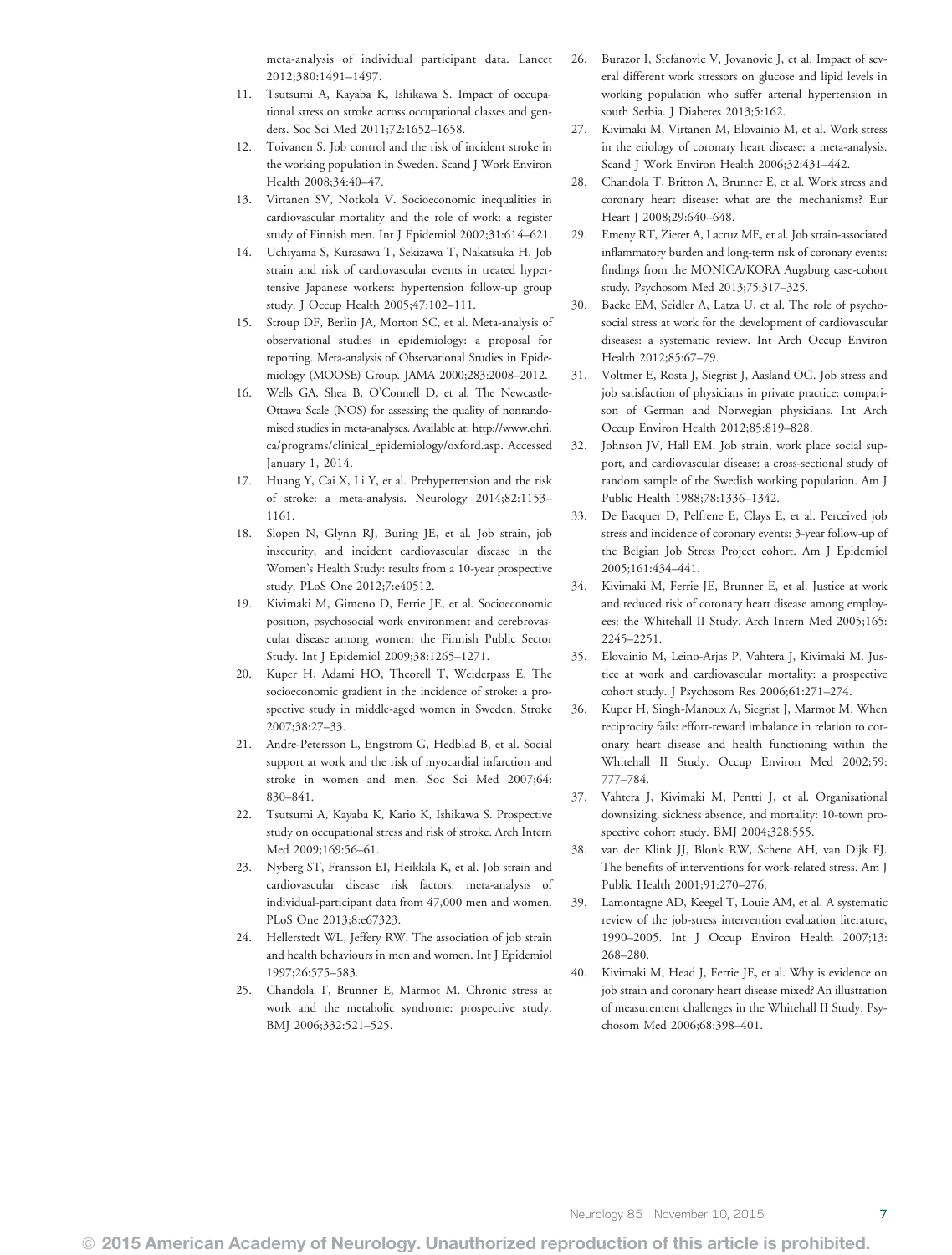meta-analysis of individual participant data. Lancet 2012;380:1491–1497.

11. Tsutsumi A, Kayaba K, Ishikawa S. Impact of occupational stress on stroke across occupational classes and genders. Soc Sci Med 2011;72:1652–1658.
12. Toivanen S. Job control and the risk of incident stroke in the working population in Sweden. Scand J Work Environ Health 2008;34:40–47.
13. Virtanen SV, Notkola V. Socioeconomic inequalities in cardiovascular mortality and the role of work: a register study of Finnish men. Int J Epidemiol 2002;31:614–621.
14. Uchiyama S, Kurasawa T, Sekizawa T, Nakatsuka H. Job strain and risk of cardiovascular events in treated hypertensive Japanese workers: hypertension follow-up group study. J Occup Health 2005;47:102–111.
15. Stroup DF, Berlin JA, Morton SC, et al. Meta-analysis of observational studies in epidemiology: a proposal for reporting. Meta-analysis of Observational Studies in Epidemiology (MOOSE) Group. JAMA 2000;283:2008–2012.
16. Wells GA, Shea B, O'Connell D, et al. The Newcastle-Ottawa Scale (NOS) for assessing the quality of nonrandomised studies in meta-analyses. Available at: http://www.ohri.ca/programs/clinical_epidemiology/oxford.asp. Accessed January 1, 2014.
17. Huang Y, Cai X, Li Y, et al. Prehypertension and the risk of stroke: a meta-analysis. Neurology 2014;82:1153–1161.
18. Slopen N, Glynn RJ, Buring JE, et al. Job strain, job insecurity, and incident cardiovascular disease in the Women's Health Study: results from a 10-year prospective study. PLoS One 2012;7:e40512.
19. Kivimaki M, Gimeno D, Ferrie JE, et al. Socioeconomic position, psychosocial work environment and cerebrovascular disease among women: the Finnish Public Sector Study. Int J Epidemiol 2009;38:1265–1271.
20. Kuper H, Adami HO, Theorell T, Weiderpass E. The socioeconomic gradient in the incidence of stroke: a prospective study in middle-aged women in Sweden. Stroke 2007;38:27–33.
21. Andre-Petersson L, Engstrom G, Hedblad B, et al. Social support at work and the risk of myocardial infarction and stroke in women and men. Soc Sci Med 2007;64:830–841.
22. Tsutsumi A, Kayaba K, Kario K, Ishikawa S. Prospective study on occupational stress and risk of stroke. Arch Intern Med 2009;169:56–61.
23. Nyberg ST, Fransson EI, Heikkila K, et al. Job strain and cardiovascular disease risk factors: meta-analysis of individual-participant data from 47,000 men and women. PLoS One 2013;8:e67323.
24. Hellerstedt WL, Jeffery RW. The association of job strain and health behaviours in men and women. Int J Epidemiol 1997;26:575–583.
25. Chandola T, Brunner E, Marmot M. Chronic stress at work and the metabolic syndrome: prospective study. BMJ 2006;332:521–525.
26. Burazor I, Stefanovic V, Jovanovic J, et al. Impact of several different work stressors on glucose and lipid levels in working population who suffer arterial hypertension in south Serbia. J Diabetes 2013;5:162.
27. Kivimaki M, Virtanen M, Elovainio M, et al. Work stress in the etiology of coronary heart disease: a meta-analysis. Scand J Work Environ Health 2006;32:431–442.
28. Chandola T, Britton A, Brunner E, et al. Work stress and coronary heart disease: what are the mechanisms? Eur Heart J 2008;29:640–648.
29. Emeny RT, Zierer A, Lacruz ME, et al. Job strain-associated inflammatory burden and long-term risk of coronary events: findings from the MONICA/KORA Augsburg case-cohort study. Psychosom Med 2013;75:317–325.
30. Backe EM, Seidler A, Latza U, et al. The role of psychosocial stress at work for the development of cardiovascular diseases: a systematic review. Int Arch Occup Environ Health 2012;85:67–79.
31. Voltmer E, Rosta J, Siegrist J, Aasland OG. Job stress and job satisfaction of physicians in private practice: comparison of German and Norwegian physicians. Int Arch Occup Environ Health 2012;85:819–828.
32. Johnson JV, Hall EM. Job strain, work place social support, and cardiovascular disease: a cross-sectional study of random sample of the Swedish working population. Am J Public Health 1988;78:1336–1342.
33. De Bacquer D, Pelfrene E, Clays E, et al. Perceived job stress and incidence of coronary events: 3-year follow-up of the Belgian Job Stress Project cohort. Am J Epidemiol 2005;161:434–441.
34. Kivimaki M, Ferrie JE, Brunner E, et al. Justice at work and reduced risk of coronary heart disease among employees: the Whitehall II Study. Arch Intern Med 2005;165:2245–2251.
35. Elovainio M, Leino-Arjas P, Vahtera J, Kivimaki M. Justice at work and cardiovascular mortality: a prospective cohort study. J Psychosom Res 2006;61:271–274.
36. Kuper H, Singh-Manoux A, Siegrist J, Marmot M. When reciprocity fails: effort-reward imbalance in relation to coronary heart disease and health functioning within the Whitehall II Study. Occup Environ Med 2002;59:777–784.
37. Vahtera J, Kivimaki M, Pentti J, et al. Organisational downsizing, sickness absence, and mortality: 10-town prospective cohort study. BMJ 2004;328:555.
38. van der Klink JJ, Blonk RW, Schene AH, van Dijk FJ. The benefits of interventions for work-related stress. Am J Public Health 2001;91:270–276.
39. Lamontagne AD, Keegel T, Louie AM, et al. A systematic review of the job-stress intervention evaluation literature, 1990–2005. Int J Occup Environ Health 2007;13:268–280.
40. Kivimaki M, Head J, Ferrie JE, et al. Why is evidence on job strain and coronary heart disease mixed? An illustration of measurement challenges in the Whitehall II Study. Psychosom Med 2006;68:398–401.

© 2015 American Academy of Neurology. Unauthorized reproduction of this article is prohibited.